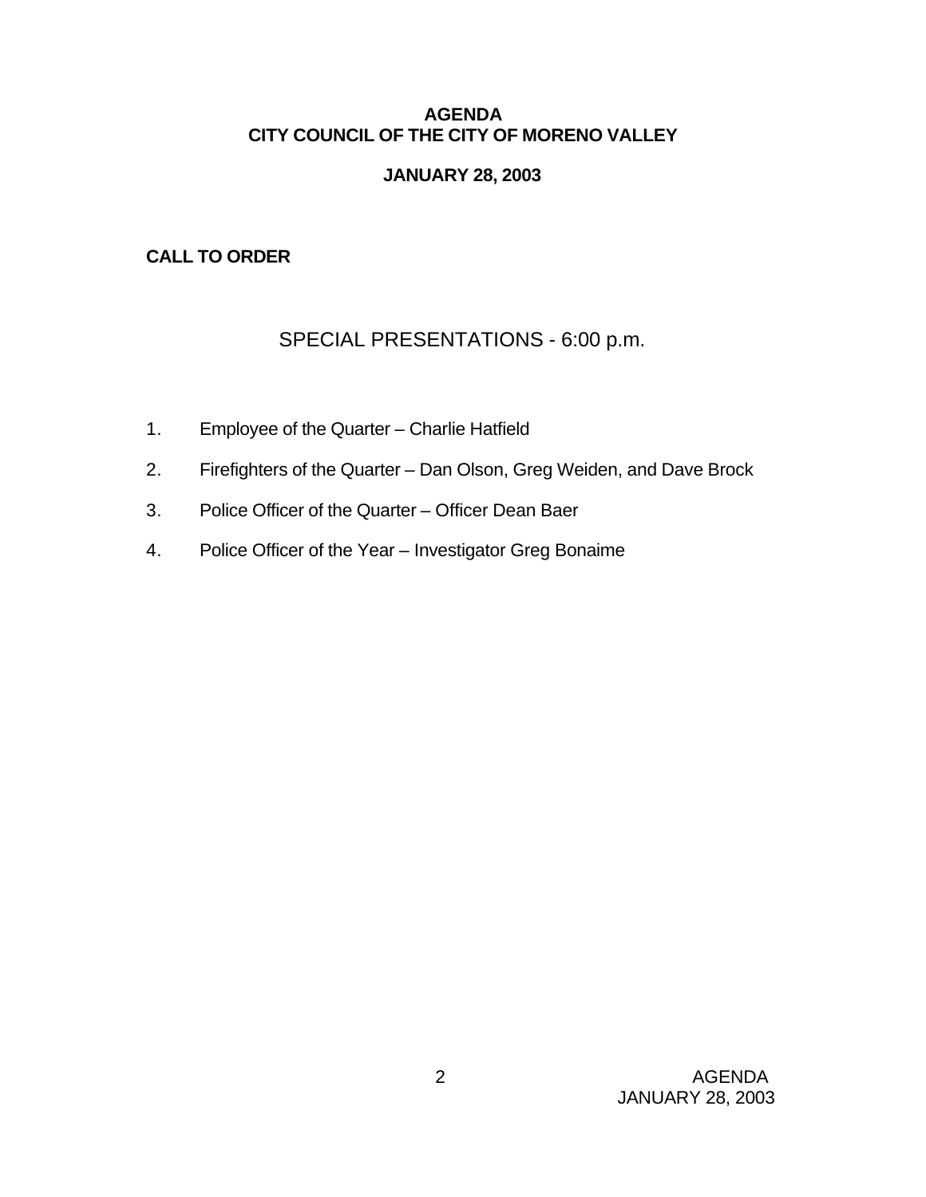# AGENDA
# CITY COUNCIL OF THE CITY OF MORENO VALLEY

## JANUARY 28, 2003

**CALL TO ORDER**

## SPECIAL PRESENTATIONS - 6:00 p.m.

1. Employee of the Quarter – Charlie Hatfield
2. Firefighters of the Quarter – Dan Olson, Greg Weiden, and Dave Brock
3. Police Officer of the Quarter – Officer Dean Baer
4. Police Officer of the Year – Investigator Greg Bonaime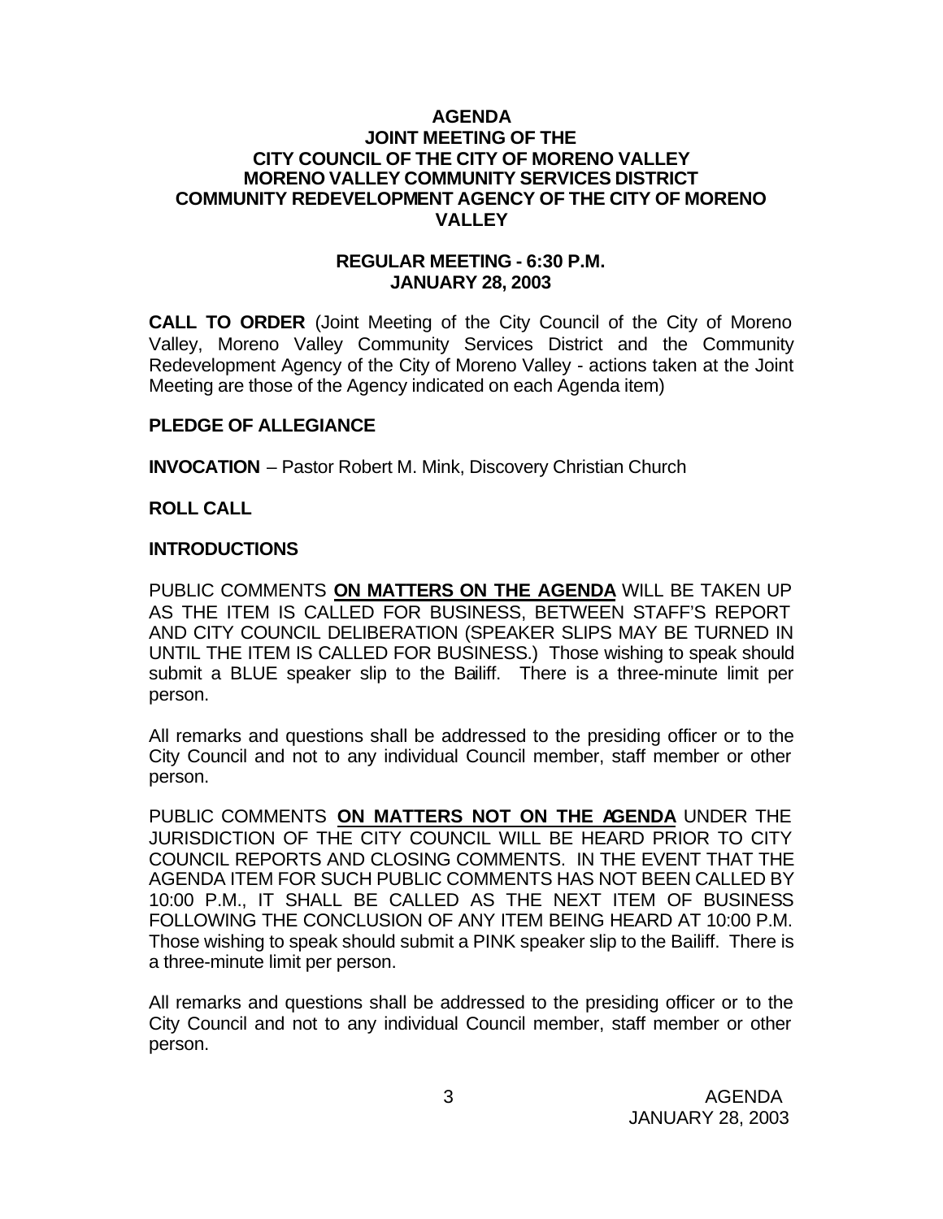**AGENDA**
**JOINT MEETING OF THE**
**CITY COUNCIL OF THE CITY OF MORENO VALLEY**
**MORENO VALLEY COMMUNITY SERVICES DISTRICT**
**COMMUNITY REDEVELOPMENT AGENCY OF THE CITY OF MORENO VALLEY**

**REGULAR MEETING - 6:30 P.M.**
**JANUARY 28, 2003**

**CALL TO ORDER** (Joint Meeting of the City Council of the City of Moreno Valley, Moreno Valley Community Services District and the Community Redevelopment Agency of the City of Moreno Valley - actions taken at the Joint Meeting are those of the Agency indicated on each Agenda item)

**PLEDGE OF ALLEGIANCE**

**INVOCATION** – Pastor Robert M. Mink, Discovery Christian Church

**ROLL CALL**

**INTRODUCTIONS**

PUBLIC COMMENTS **ON MATTERS ON THE AGENDA** WILL BE TAKEN UP AS THE ITEM IS CALLED FOR BUSINESS, BETWEEN STAFF'S REPORT AND CITY COUNCIL DELIBERATION (SPEAKER SLIPS MAY BE TURNED IN UNTIL THE ITEM IS CALLED FOR BUSINESS.) Those wishing to speak should submit a BLUE speaker slip to the Bailiff. There is a three-minute limit per person.

All remarks and questions shall be addressed to the presiding officer or to the City Council and not to any individual Council member, staff member or other person.

PUBLIC COMMENTS **ON MATTERS NOT ON THE AGENDA** UNDER THE JURISDICTION OF THE CITY COUNCIL WILL BE HEARD PRIOR TO CITY COUNCIL REPORTS AND CLOSING COMMENTS. IN THE EVENT THAT THE AGENDA ITEM FOR SUCH PUBLIC COMMENTS HAS NOT BEEN CALLED BY 10:00 P.M., IT SHALL BE CALLED AS THE NEXT ITEM OF BUSINESS FOLLOWING THE CONCLUSION OF ANY ITEM BEING HEARD AT 10:00 P.M. Those wishing to speak should submit a PINK speaker slip to the Bailiff. There is a three-minute limit per person.

All remarks and questions shall be addressed to the presiding officer or to the City Council and not to any individual Council member, staff member or other person.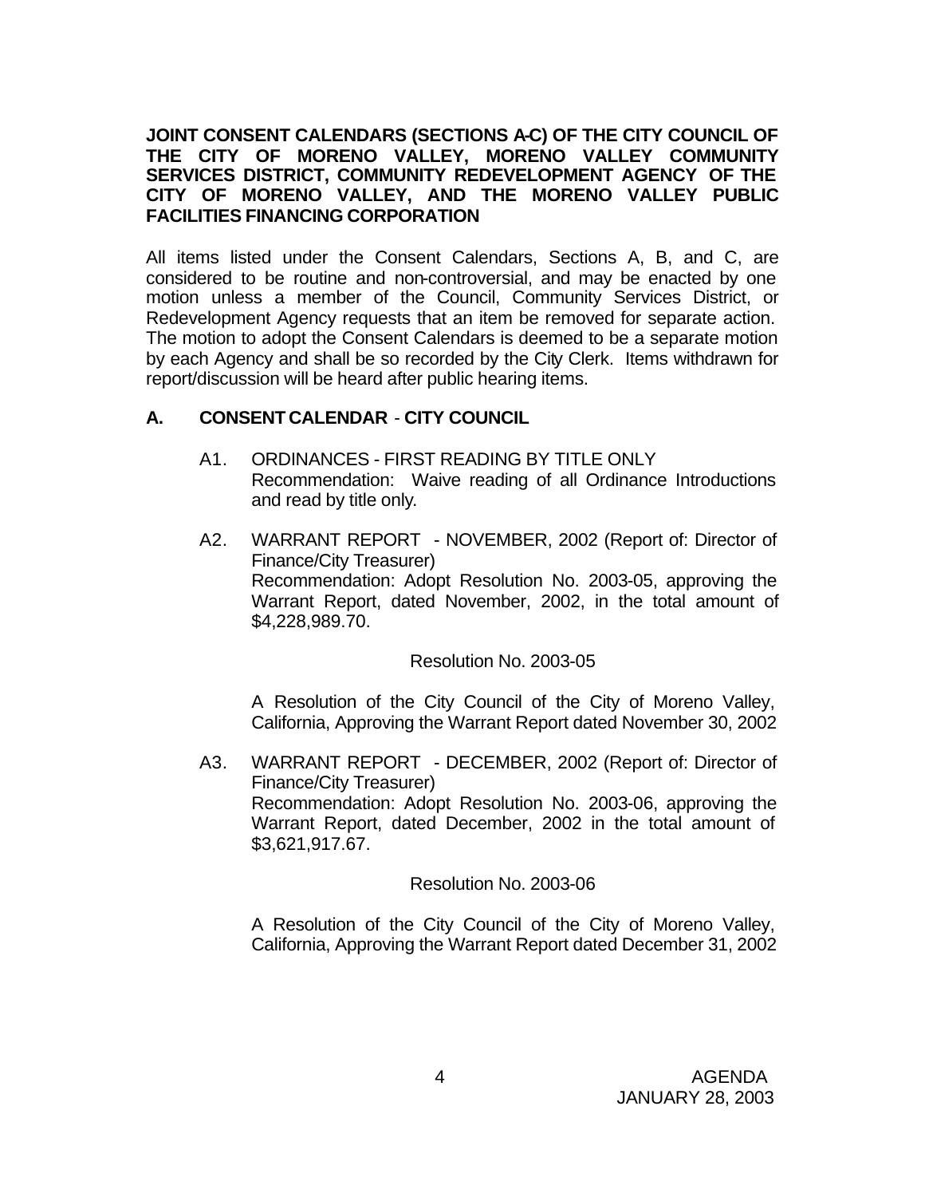**JOINT CONSENT CALENDARS (SECTIONS A-C) OF THE CITY COUNCIL OF THE CITY OF MORENO VALLEY, MORENO VALLEY COMMUNITY SERVICES DISTRICT, COMMUNITY REDEVELOPMENT AGENCY OF THE CITY OF MORENO VALLEY, AND THE MORENO VALLEY PUBLIC FACILITIES FINANCING CORPORATION**

All items listed under the Consent Calendars, Sections A, B, and C, are considered to be routine and non-controversial, and may be enacted by one motion unless a member of the Council, Community Services District, or Redevelopment Agency requests that an item be removed for separate action. The motion to adopt the Consent Calendars is deemed to be a separate motion by each Agency and shall be so recorded by the City Clerk. Items withdrawn for report/discussion will be heard after public hearing items.

## A. CONSENT CALENDAR - CITY COUNCIL

A1. ORDINANCES - FIRST READING BY TITLE ONLY
Recommendation: Waive reading of all Ordinance Introductions and read by title only.

A2. WARRANT REPORT - NOVEMBER, 2002 (Report of: Director of Finance/City Treasurer)
Recommendation: Adopt Resolution No. 2003-05, approving the Warrant Report, dated November, 2002, in the total amount of $4,228,989.70.

Resolution No. 2003-05

A Resolution of the City Council of the City of Moreno Valley, California, Approving the Warrant Report dated November 30, 2002

A3. WARRANT REPORT - DECEMBER, 2002 (Report of: Director of Finance/City Treasurer)
Recommendation: Adopt Resolution No. 2003-06, approving the Warrant Report, dated December, 2002 in the total amount of $3,621,917.67.

Resolution No. 2003-06

A Resolution of the City Council of the City of Moreno Valley, California, Approving the Warrant Report dated December 31, 2002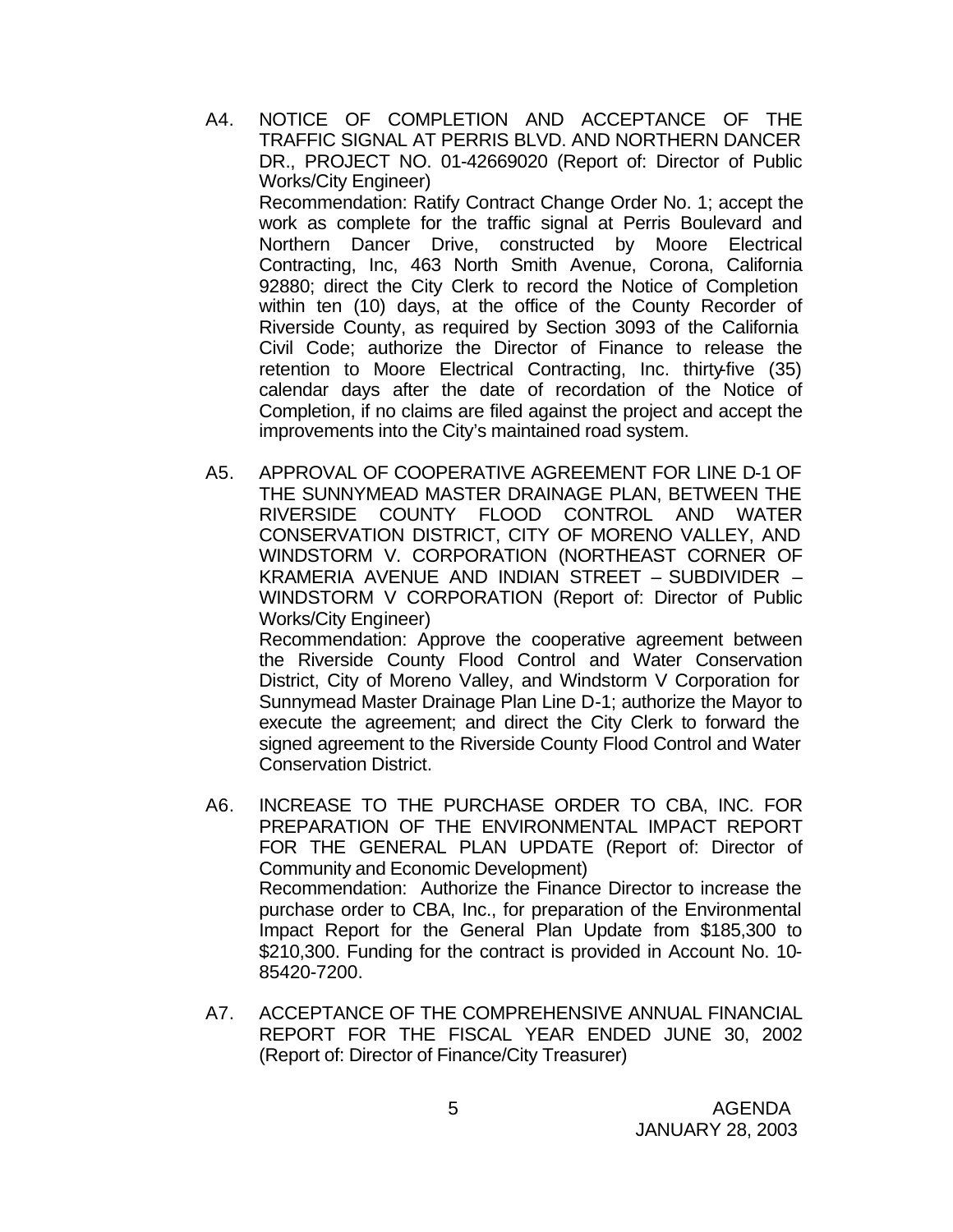A4. NOTICE OF COMPLETION AND ACCEPTANCE OF THE TRAFFIC SIGNAL AT PERRIS BLVD. AND NORTHERN DANCER DR., PROJECT NO. 01-42669020 (Report of: Director of Public Works/City Engineer)

Recommendation: Ratify Contract Change Order No. 1; accept the work as complete for the traffic signal at Perris Boulevard and Northern Dancer Drive, constructed by Moore Electrical Contracting, Inc, 463 North Smith Avenue, Corona, California 92880; direct the City Clerk to record the Notice of Completion within ten (10) days, at the office of the County Recorder of Riverside County, as required by Section 3093 of the California Civil Code; authorize the Director of Finance to release the retention to Moore Electrical Contracting, Inc. thirty-five (35) calendar days after the date of recordation of the Notice of Completion, if no claims are filed against the project and accept the improvements into the City's maintained road system.

A5. APPROVAL OF COOPERATIVE AGREEMENT FOR LINE D-1 OF THE SUNNYMEAD MASTER DRAINAGE PLAN, BETWEEN THE RIVERSIDE COUNTY FLOOD CONTROL AND WATER CONSERVATION DISTRICT, CITY OF MORENO VALLEY, AND WINDSTORM V. CORPORATION (NORTHEAST CORNER OF KRAMERIA AVENUE AND INDIAN STREET – SUBDIVIDER – WINDSTORM V CORPORATION (Report of: Director of Public Works/City Engineer)

Recommendation: Approve the cooperative agreement between the Riverside County Flood Control and Water Conservation District, City of Moreno Valley, and Windstorm V Corporation for Sunnymead Master Drainage Plan Line D-1; authorize the Mayor to execute the agreement; and direct the City Clerk to forward the signed agreement to the Riverside County Flood Control and Water Conservation District.

A6. INCREASE TO THE PURCHASE ORDER TO CBA, INC. FOR PREPARATION OF THE ENVIRONMENTAL IMPACT REPORT FOR THE GENERAL PLAN UPDATE (Report of: Director of Community and Economic Development)

Recommendation: Authorize the Finance Director to increase the purchase order to CBA, Inc., for preparation of the Environmental Impact Report for the General Plan Update from $185,300 to $210,300. Funding for the contract is provided in Account No. 10-85420-7200.

A7. ACCEPTANCE OF THE COMPREHENSIVE ANNUAL FINANCIAL REPORT FOR THE FISCAL YEAR ENDED JUNE 30, 2002 (Report of: Director of Finance/City Treasurer)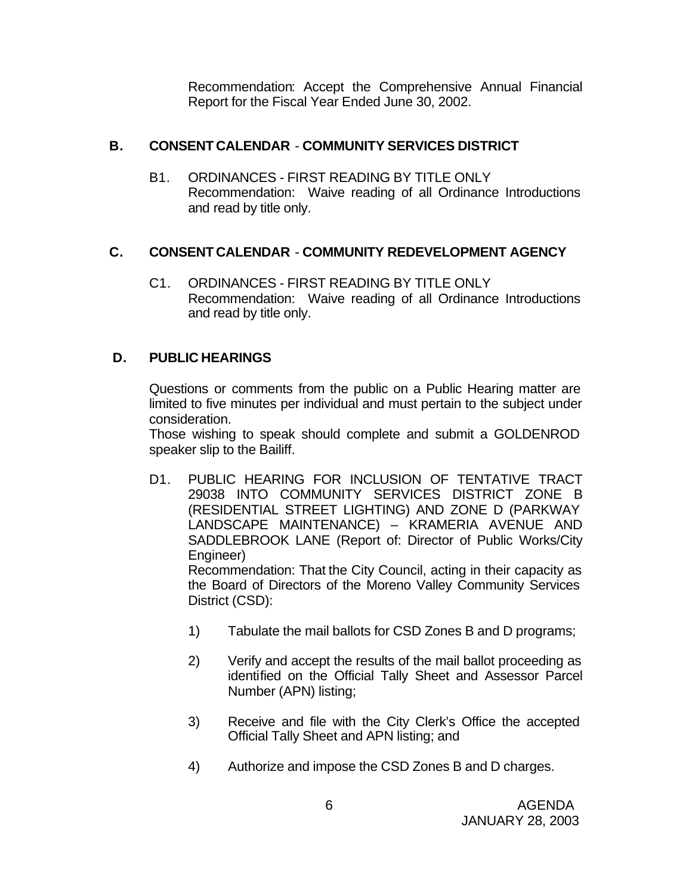Recommendation: Accept the Comprehensive Annual Financial Report for the Fiscal Year Ended June 30, 2002.

## B. CONSENT CALENDAR - COMMUNITY SERVICES DISTRICT

B1. ORDINANCES - FIRST READING BY TITLE ONLY
Recommendation: Waive reading of all Ordinance Introductions and read by title only.

## C. CONSENT CALENDAR - COMMUNITY REDEVELOPMENT AGENCY

C1. ORDINANCES - FIRST READING BY TITLE ONLY
Recommendation: Waive reading of all Ordinance Introductions and read by title only.

## D. PUBLIC HEARINGS

Questions or comments from the public on a Public Hearing matter are limited to five minutes per individual and must pertain to the subject under consideration.
Those wishing to speak should complete and submit a GOLDENROD speaker slip to the Bailiff.

D1. PUBLIC HEARING FOR INCLUSION OF TENTATIVE TRACT 29038 INTO COMMUNITY SERVICES DISTRICT ZONE B (RESIDENTIAL STREET LIGHTING) AND ZONE D (PARKWAY LANDSCAPE MAINTENANCE) – KRAMERIA AVENUE AND SADDLEBROOK LANE (Report of: Director of Public Works/City Engineer)
Recommendation: That the City Council, acting in their capacity as the Board of Directors of the Moreno Valley Community Services District (CSD):

1) Tabulate the mail ballots for CSD Zones B and D programs;

2) Verify and accept the results of the mail ballot proceeding as identified on the Official Tally Sheet and Assessor Parcel Number (APN) listing;

3) Receive and file with the City Clerk's Office the accepted Official Tally Sheet and APN listing; and

4) Authorize and impose the CSD Zones B and D charges.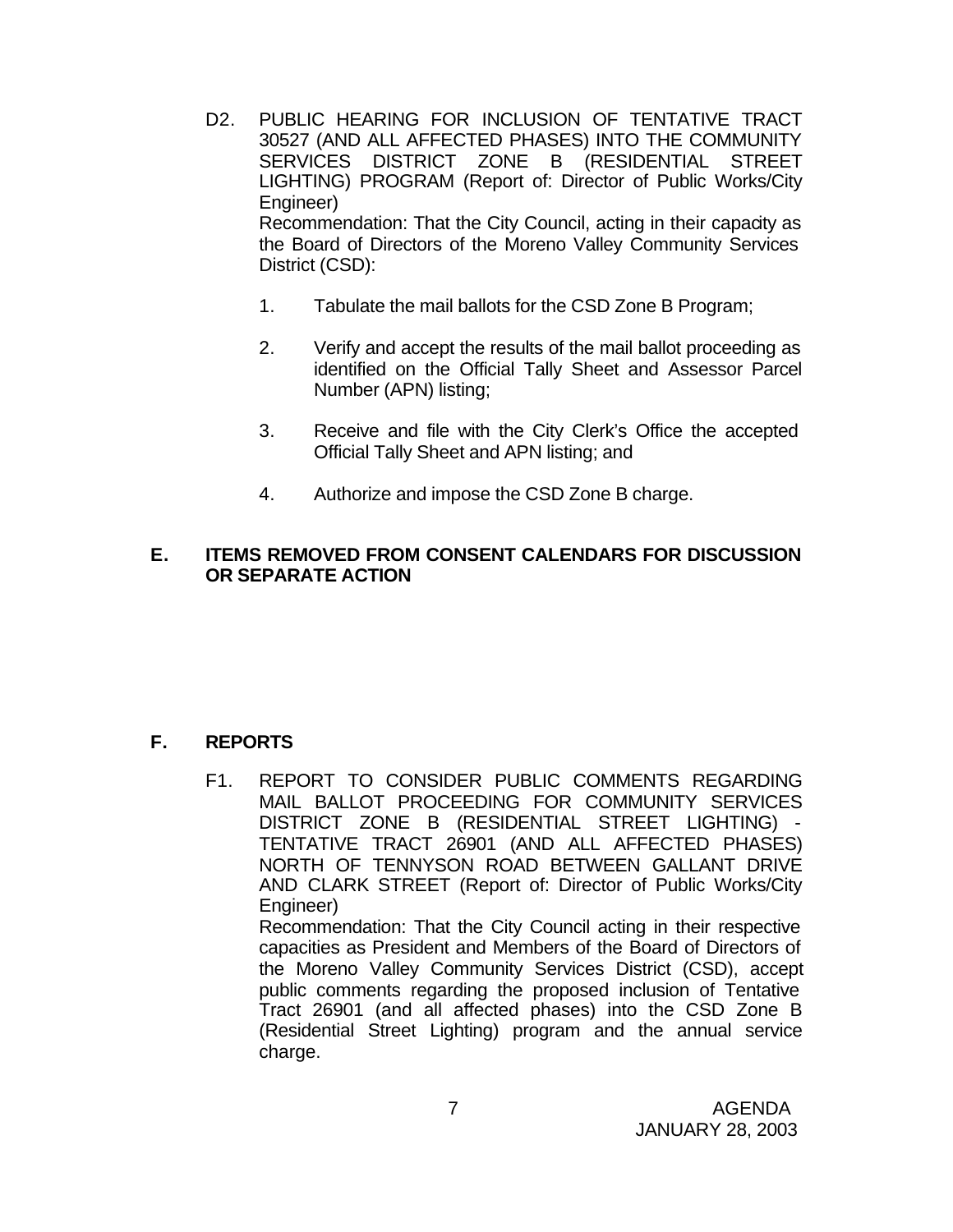D2. PUBLIC HEARING FOR INCLUSION OF TENTATIVE TRACT 30527 (AND ALL AFFECTED PHASES) INTO THE COMMUNITY SERVICES DISTRICT ZONE B (RESIDENTIAL STREET LIGHTING) PROGRAM (Report of: Director of Public Works/City Engineer)
Recommendation: That the City Council, acting in their capacity as the Board of Directors of the Moreno Valley Community Services District (CSD):

1. Tabulate the mail ballots for the CSD Zone B Program;
2. Verify and accept the results of the mail ballot proceeding as identified on the Official Tally Sheet and Assessor Parcel Number (APN) listing;
3. Receive and file with the City Clerk's Office the accepted Official Tally Sheet and APN listing; and
4. Authorize and impose the CSD Zone B charge.

## E. ITEMS REMOVED FROM CONSENT CALENDARS FOR DISCUSSION OR SEPARATE ACTION

## F. REPORTS

F1. REPORT TO CONSIDER PUBLIC COMMENTS REGARDING MAIL BALLOT PROCEEDING FOR COMMUNITY SERVICES DISTRICT ZONE B (RESIDENTIAL STREET LIGHTING) - TENTATIVE TRACT 26901 (AND ALL AFFECTED PHASES) NORTH OF TENNYSON ROAD BETWEEN GALLANT DRIVE AND CLARK STREET (Report of: Director of Public Works/City Engineer)
Recommendation: That the City Council acting in their respective capacities as President and Members of the Board of Directors of the Moreno Valley Community Services District (CSD), accept public comments regarding the proposed inclusion of Tentative Tract 26901 (and all affected phases) into the CSD Zone B (Residential Street Lighting) program and the annual service charge.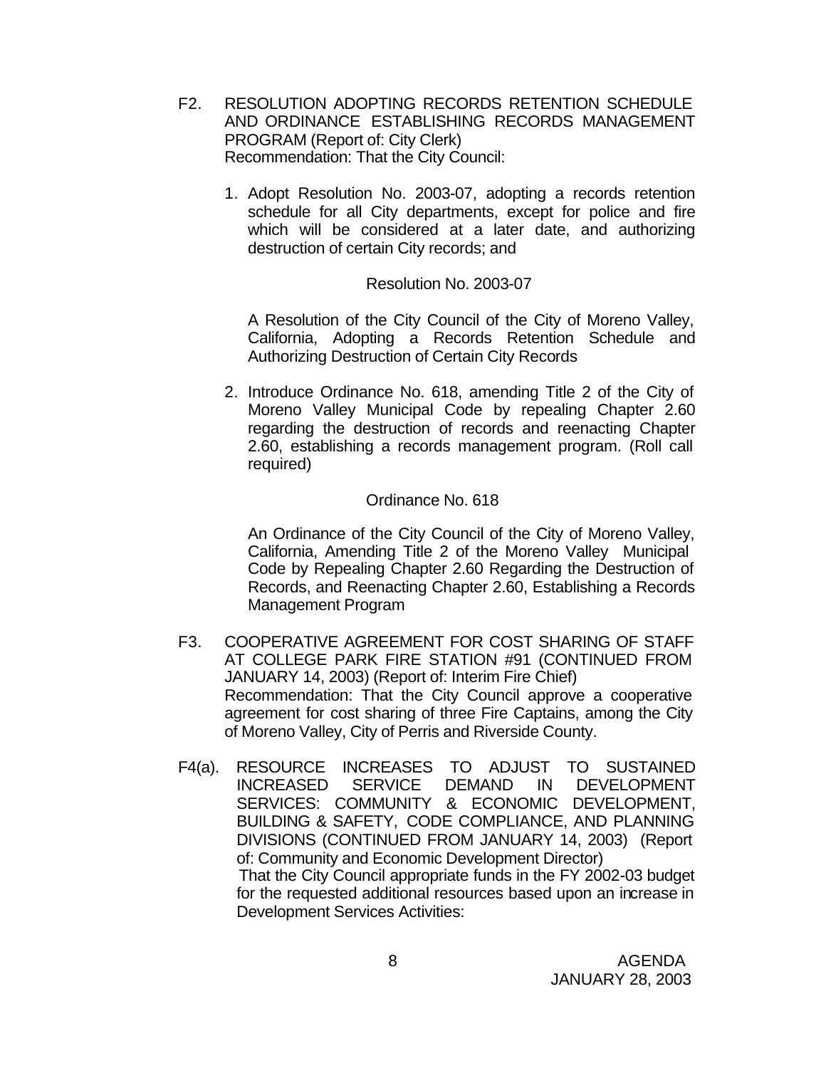F2. RESOLUTION ADOPTING RECORDS RETENTION SCHEDULE AND ORDINANCE ESTABLISHING RECORDS MANAGEMENT PROGRAM (Report of: City Clerk)
Recommendation: That the City Council:

1. Adopt Resolution No. 2003-07, adopting a records retention schedule for all City departments, except for police and fire which will be considered at a later date, and authorizing destruction of certain City records; and

   Resolution No. 2003-07

   A Resolution of the City Council of the City of Moreno Valley, California, Adopting a Records Retention Schedule and Authorizing Destruction of Certain City Records

2. Introduce Ordinance No. 618, amending Title 2 of the City of Moreno Valley Municipal Code by repealing Chapter 2.60 regarding the destruction of records and reenacting Chapter 2.60, establishing a records management program. (Roll call required)

   Ordinance No. 618

   An Ordinance of the City Council of the City of Moreno Valley, California, Amending Title 2 of the Moreno Valley Municipal Code by Repealing Chapter 2.60 Regarding the Destruction of Records, and Reenacting Chapter 2.60, Establishing a Records Management Program

F3. COOPERATIVE AGREEMENT FOR COST SHARING OF STAFF AT COLLEGE PARK FIRE STATION #91 (CONTINUED FROM JANUARY 14, 2003) (Report of: Interim Fire Chief)
Recommendation: That the City Council approve a cooperative agreement for cost sharing of three Fire Captains, among the City of Moreno Valley, City of Perris and Riverside County.

F4(a). RESOURCE INCREASES TO ADJUST TO SUSTAINED INCREASED SERVICE DEMAND IN DEVELOPMENT SERVICES: COMMUNITY & ECONOMIC DEVELOPMENT, BUILDING & SAFETY, CODE COMPLIANCE, AND PLANNING DIVISIONS (CONTINUED FROM JANUARY 14, 2003) (Report of: Community and Economic Development Director)
That the City Council appropriate funds in the FY 2002-03 budget for the requested additional resources based upon an increase in Development Services Activities: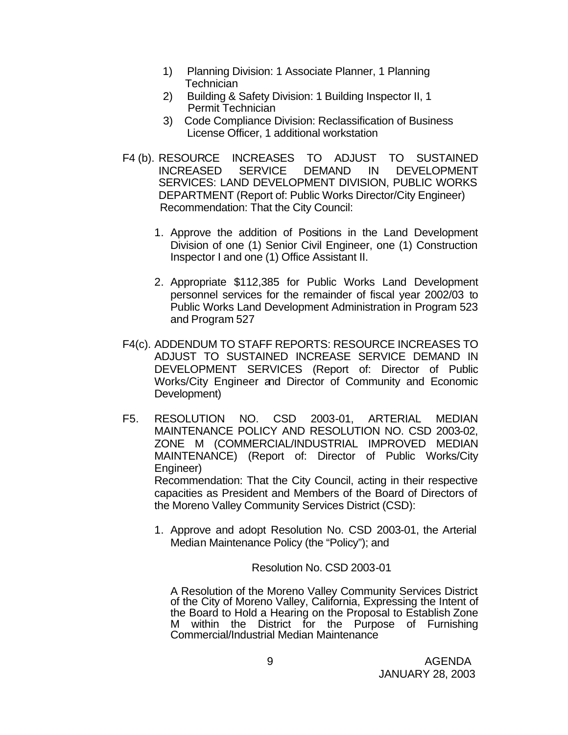1) Planning Division: 1 Associate Planner, 1 Planning Technician
2) Building & Safety Division: 1 Building Inspector II, 1 Permit Technician
3) Code Compliance Division: Reclassification of Business License Officer, 1 additional workstation

F4 (b). RESOURCE INCREASES TO ADJUST TO SUSTAINED INCREASED SERVICE DEMAND IN DEVELOPMENT SERVICES: LAND DEVELOPMENT DIVISION, PUBLIC WORKS DEPARTMENT (Report of: Public Works Director/City Engineer)
Recommendation: That the City Council:

1. Approve the addition of Positions in the Land Development Division of one (1) Senior Civil Engineer, one (1) Construction Inspector I and one (1) Office Assistant II.

2. Appropriate $112,385 for Public Works Land Development personnel services for the remainder of fiscal year 2002/03 to Public Works Land Development Administration in Program 523 and Program 527

F4(c). ADDENDUM TO STAFF REPORTS: RESOURCE INCREASES TO ADJUST TO SUSTAINED INCREASE SERVICE DEMAND IN DEVELOPMENT SERVICES (Report of: Director of Public Works/City Engineer and Director of Community and Economic Development)

F5. RESOLUTION NO. CSD 2003-01, ARTERIAL MEDIAN MAINTENANCE POLICY AND RESOLUTION NO. CSD 2003-02, ZONE M (COMMERCIAL/INDUSTRIAL IMPROVED MEDIAN MAINTENANCE) (Report of: Director of Public Works/City Engineer)
Recommendation: That the City Council, acting in their respective capacities as President and Members of the Board of Directors of the Moreno Valley Community Services District (CSD):

1. Approve and adopt Resolution No. CSD 2003-01, the Arterial Median Maintenance Policy (the "Policy"); and

Resolution No. CSD 2003-01

A Resolution of the Moreno Valley Community Services District of the City of Moreno Valley, California, Expressing the Intent of the Board to Hold a Hearing on the Proposal to Establish Zone M within the District for the Purpose of Furnishing Commercial/Industrial Median Maintenance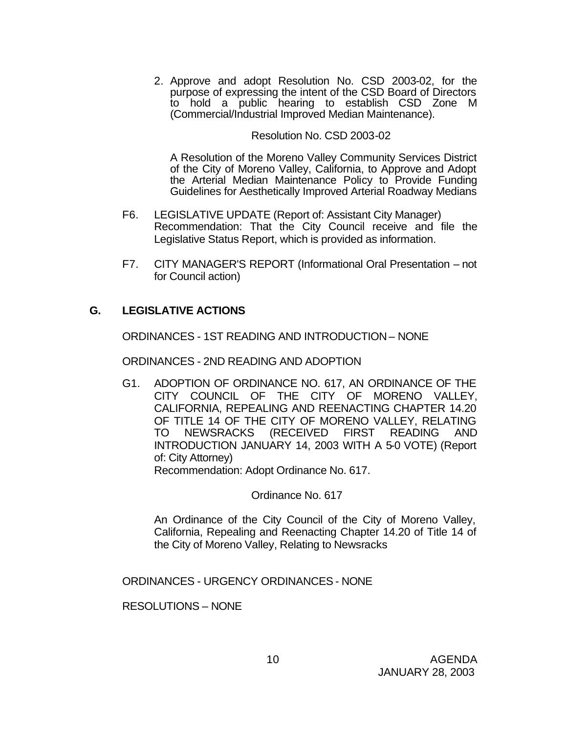2. Approve and adopt Resolution No. CSD 2003-02, for the purpose of expressing the intent of the CSD Board of Directors to hold a public hearing to establish CSD Zone M (Commercial/Industrial Improved Median Maintenance).

Resolution No. CSD 2003-02

A Resolution of the Moreno Valley Community Services District of the City of Moreno Valley, California, to Approve and Adopt the Arterial Median Maintenance Policy to Provide Funding Guidelines for Aesthetically Improved Arterial Roadway Medians

F6. LEGISLATIVE UPDATE (Report of: Assistant City Manager)
Recommendation: That the City Council receive and file the Legislative Status Report, which is provided as information.

F7. CITY MANAGER'S REPORT (Informational Oral Presentation – not for Council action)

## G. LEGISLATIVE ACTIONS

ORDINANCES - 1ST READING AND INTRODUCTION – NONE

ORDINANCES - 2ND READING AND ADOPTION

G1. ADOPTION OF ORDINANCE NO. 617, AN ORDINANCE OF THE CITY COUNCIL OF THE CITY OF MORENO VALLEY, CALIFORNIA, REPEALING AND REENACTING CHAPTER 14.20 OF TITLE 14 OF THE CITY OF MORENO VALLEY, RELATING TO NEWSRACKS (RECEIVED FIRST READING AND INTRODUCTION JANUARY 14, 2003 WITH A 5-0 VOTE) (Report of: City Attorney)
Recommendation: Adopt Ordinance No. 617.

Ordinance No. 617

An Ordinance of the City Council of the City of Moreno Valley, California, Repealing and Reenacting Chapter 14.20 of Title 14 of the City of Moreno Valley, Relating to Newsracks

ORDINANCES - URGENCY ORDINANCES - NONE

RESOLUTIONS – NONE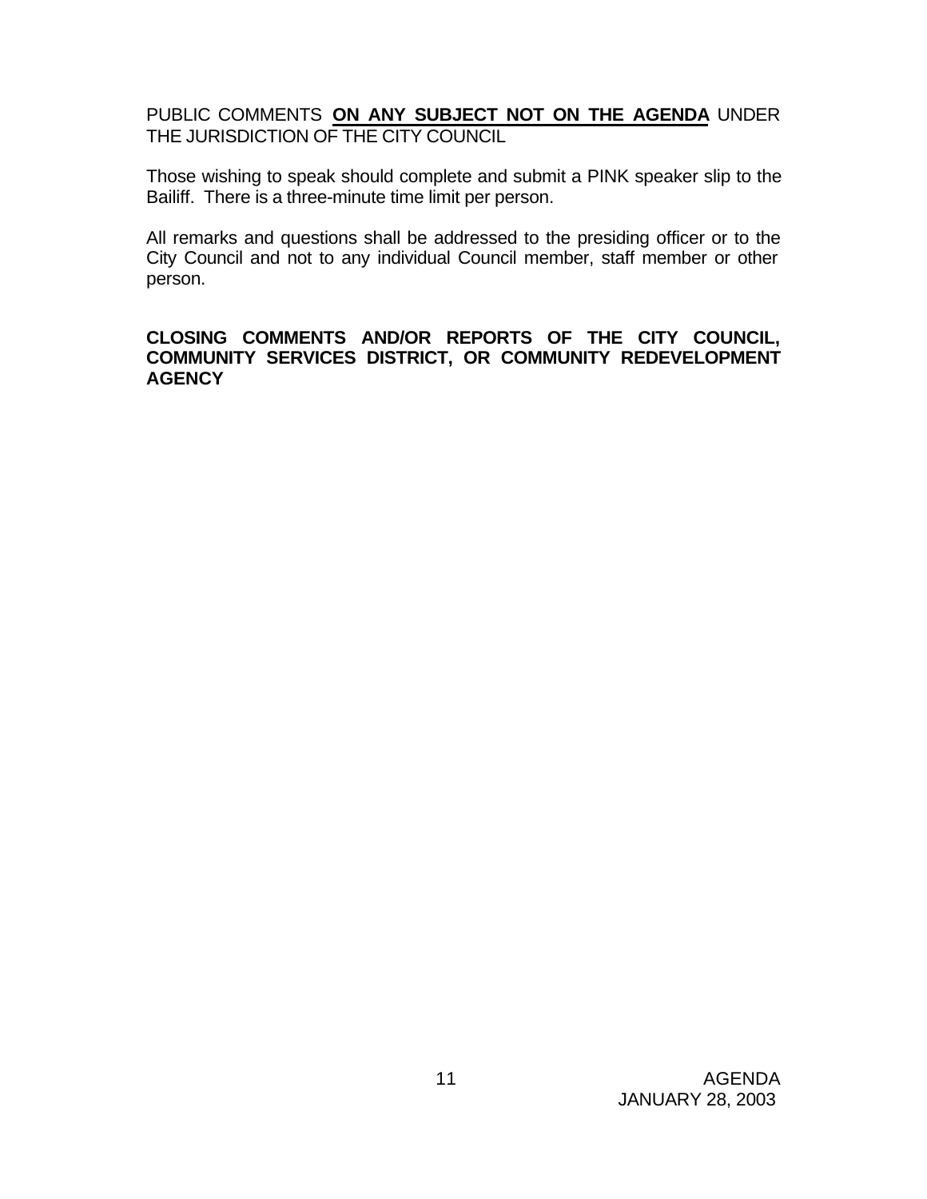PUBLIC COMMENTS **ON ANY SUBJECT NOT ON THE AGENDA** UNDER THE JURISDICTION OF THE CITY COUNCIL

Those wishing to speak should complete and submit a PINK speaker slip to the Bailiff. There is a three-minute time limit per person.

All remarks and questions shall be addressed to the presiding officer or to the City Council and not to any individual Council member, staff member or other person.

**CLOSING COMMENTS AND/OR REPORTS OF THE CITY COUNCIL, COMMUNITY SERVICES DISTRICT, OR COMMUNITY REDEVELOPMENT AGENCY**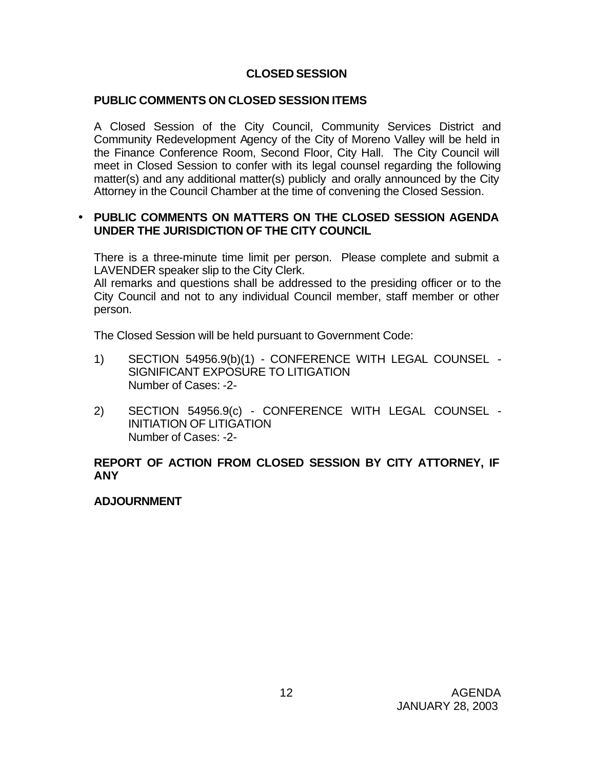## CLOSED SESSION

### PUBLIC COMMENTS ON CLOSED SESSION ITEMS

A Closed Session of the City Council, Community Services District and Community Redevelopment Agency of the City of Moreno Valley will be held in the Finance Conference Room, Second Floor, City Hall. The City Council will meet in Closed Session to confer with its legal counsel regarding the following matter(s) and any additional matter(s) publicly and orally announced by the City Attorney in the Council Chamber at the time of convening the Closed Session.

- **PUBLIC COMMENTS ON MATTERS ON THE CLOSED SESSION AGENDA UNDER THE JURISDICTION OF THE CITY COUNCIL**

There is a three-minute time limit per person. Please complete and submit a LAVENDER speaker slip to the City Clerk.
All remarks and questions shall be addressed to the presiding officer or to the City Council and not to any individual Council member, staff member or other person.

The Closed Session will be held pursuant to Government Code:

1) SECTION 54956.9(b)(1) - CONFERENCE WITH LEGAL COUNSEL - SIGNIFICANT EXPOSURE TO LITIGATION
Number of Cases: -2-

2) SECTION 54956.9(c) - CONFERENCE WITH LEGAL COUNSEL - INITIATION OF LITIGATION
Number of Cases: -2-

### REPORT OF ACTION FROM CLOSED SESSION BY CITY ATTORNEY, IF ANY

### ADJOURNMENT